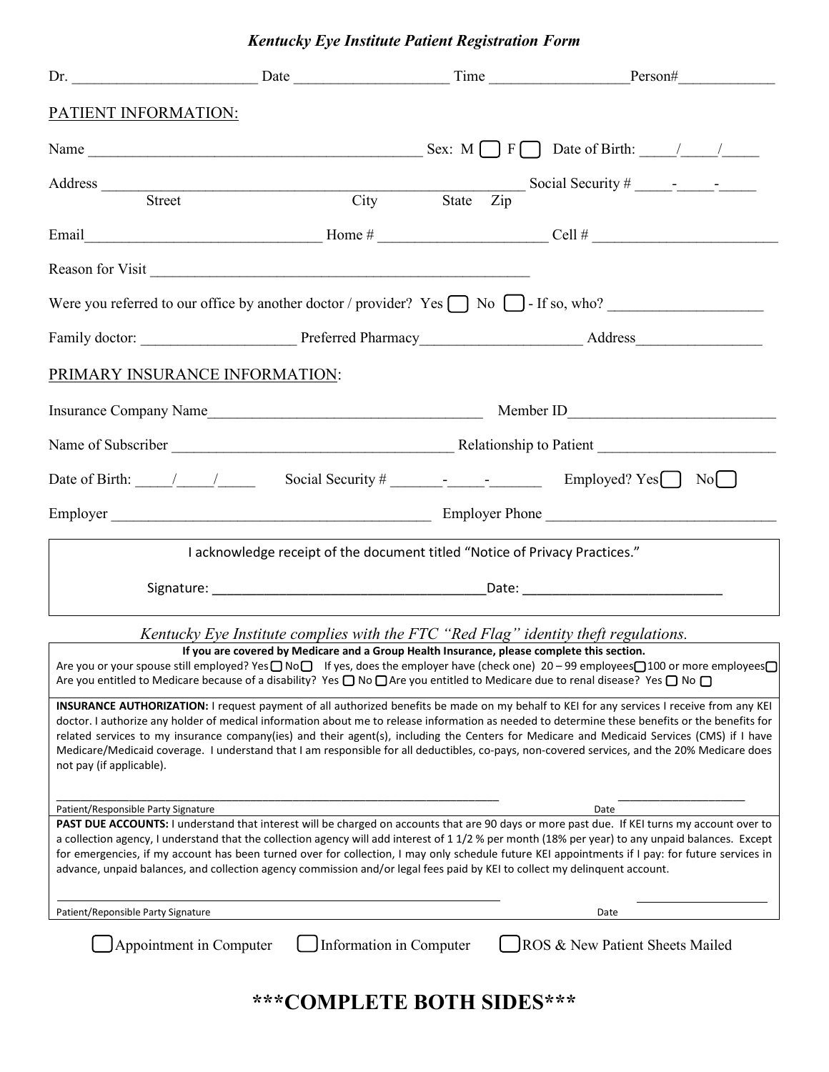*Kentucky Eye Institute Patient Registration Form*

Dr. ________________________ Date ____________________ Time __________________ Person# ____________

## PATIENT INFORMATION:

Name ____________________________________________ Sex: M ☐ F ☐ Date of Birth: _____/_____/_____

Address ________________________________________________________ Social Security # _____-_____-_____
Street City State Zip

Email ______________________________ Home # ______________________ Cell # ________________________

Reason for Visit __________________________________________________

Were you referred to our office by another doctor / provider? Yes ☐ No ☐ - If so, who? ____________________

Family doctor: ____________________ Preferred Pharmacy _____________________ Address ________________

## PRIMARY INSURANCE INFORMATION:

Insurance Company Name ____________________________________ Member ID ___________________________

Name of Subscriber ____________________________________ Relationship to Patient _______________________

Date of Birth: _____/_____/_____ Social Security # _______-_____-_______ Employed? Yes ☐ No ☐

Employer ___________________________________________ Employer Phone ______________________________

I acknowledge receipt of the document titled "Notice of Privacy Practices."

Signature: ____________________________________ Date: __________________________

*Kentucky Eye Institute complies with the FTC "Red Flag" identity theft regulations.*

**If you are covered by Medicare and a Group Health Insurance, please complete this section.**

Are you or your spouse still employed? Yes ☐ No ☐ If yes, does the employer have (check one) 20 – 99 employees ☐ 100 or more employees ☐

Are you entitled to Medicare because of a disability? Yes ☐ No ☐ Are you entitled to Medicare due to renal disease? Yes ☐ No ☐

**INSURANCE AUTHORIZATION:** I request payment of all authorized benefits be made on my behalf to KEI for any services I receive from any KEI doctor. I authorize any holder of medical information about me to release information as needed to determine these benefits or the benefits for related services to my insurance company(ies) and their agent(s), including the Centers for Medicare and Medicaid Services (CMS) if I have Medicare/Medicaid coverage. I understand that I am responsible for all deductibles, co-pays, non-covered services, and the 20% Medicare does not pay (if applicable).

_______________________________________________________ ____________________

Patient/Responsible Party Signature Date

**PAST DUE ACCOUNTS:** I understand that interest will be charged on accounts that are 90 days or more past due. If KEI turns my account over to a collection agency, I understand that the collection agency will add interest of 1 1/2 % per month (18% per year) to any unpaid balances. Except for emergencies, if my account has been turned over for collection, I may only schedule future KEI appointments if I pay: for future services in advance, unpaid balances, and collection agency commission and/or legal fees paid by KEI to collect my delinquent account.

_______________________________________________________ ____________________

Patient/Reponsible Party Signature Date

☐ Appointment in Computer ☐ Information in Computer ☐ ROS & New Patient Sheets Mailed

# \*\*\*COMPLETE BOTH SIDES\*\*\*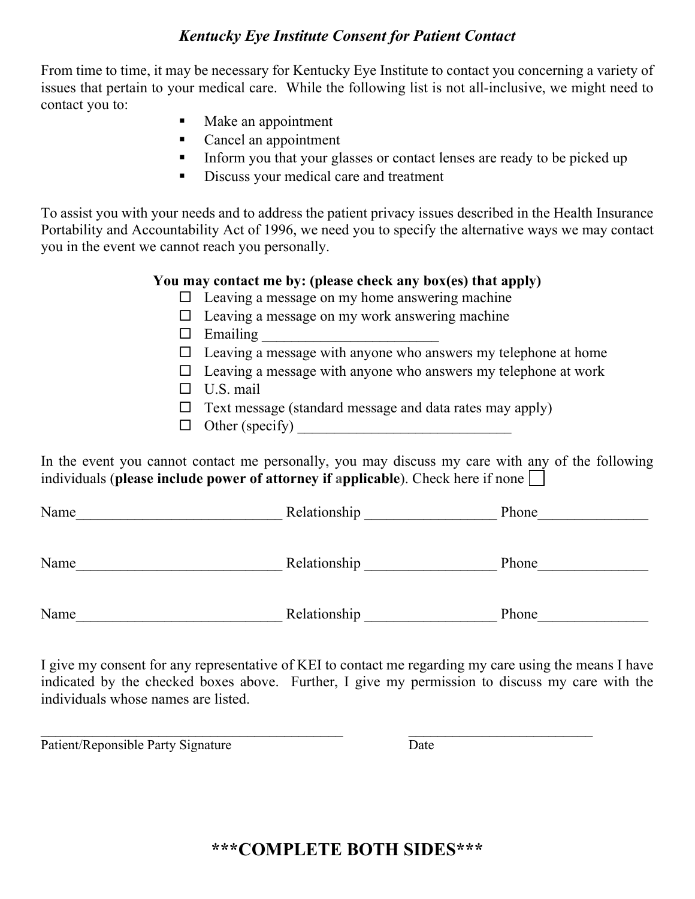### *Kentucky Eye Institute Consent for Patient Contact*

From time to time, it may be necessary for Kentucky Eye Institute to contact you concerning a variety of issues that pertain to your medical care. While the following list is not all-inclusive, we might need to contact you to:

- Make an appointment
- Cancel an appointment
- Inform you that your glasses or contact lenses are ready to be picked up
- Discuss your medical care and treatment

To assist you with your needs and to address the patient privacy issues described in the Health Insurance Portability and Accountability Act of 1996, we need you to specify the alternative ways we may contact you in the event we cannot reach you personally.

**You may contact me by: (please check any box(es) that apply)**

- ☐ Leaving a message on my home answering machine
- ☐ Leaving a message on my work answering machine
- ☐ Emailing ________________________
- ☐ Leaving a message with anyone who answers my telephone at home
- ☐ Leaving a message with anyone who answers my telephone at work
- ☐ U.S. mail
- ☐ Text message (standard message and data rates may apply)
- ☐ Other (specify) _____________________________

In the event you cannot contact me personally, you may discuss my care with any of the following individuals (**please include power of attorney if applicable**). Check here if none ☐

Name____________________________ Relationship _________________ Phone_______________

Name____________________________ Relationship _________________ Phone_______________

Name____________________________ Relationship _________________ Phone_______________

I give my consent for any representative of KEI to contact me regarding my care using the means I have indicated by the checked boxes above. Further, I give my permission to discuss my care with the individuals whose names are listed.

______________________________________________ ___________________________

Patient/Reponsible Party Signature Date

## ***COMPLETE BOTH SIDES***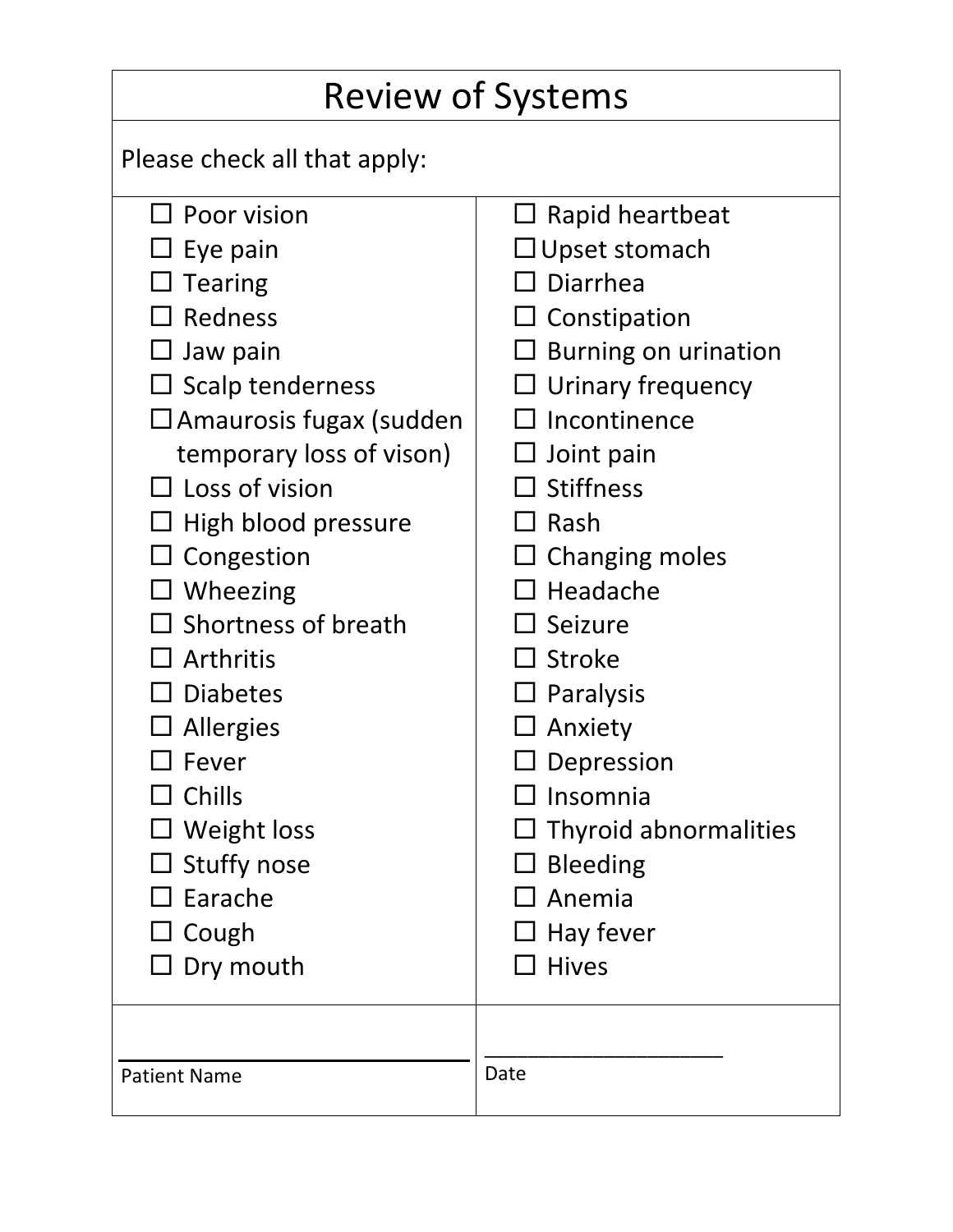# Review of Systems

Please check all that apply:

- ☐ Poor vision
- ☐ Eye pain
- ☐ Tearing
- ☐ Redness
- ☐ Jaw pain
- ☐ Scalp tenderness
- ☐ Amaurosis fugax (sudden temporary loss of vison)
- ☐ Loss of vision
- ☐ High blood pressure
- ☐ Congestion
- ☐ Wheezing
- ☐ Shortness of breath
- ☐ Arthritis
- ☐ Diabetes
- ☐ Allergies
- ☐ Fever
- ☐ Chills
- ☐ Weight loss
- ☐ Stuffy nose
- ☐ Earache
- ☐ Cough
- ☐ Dry mouth
- ☐ Rapid heartbeat
- ☐ Upset stomach
- ☐ Diarrhea
- ☐ Constipation
- ☐ Burning on urination
- ☐ Urinary frequency
- ☐ Incontinence
- ☐ Joint pain
- ☐ Stiffness
- ☐ Rash
- ☐ Changing moles
- ☐ Headache
- ☐ Seizure
- ☐ Stroke
- ☐ Paralysis
- ☐ Anxiety
- ☐ Depression
- ☐ Insomnia
- ☐ Thyroid abnormalities
- ☐ Bleeding
- ☐ Anemia
- ☐ Hay fever
- ☐ Hives

| ______________________________ | ______________________ |
|---|---|
| Patient Name | Date |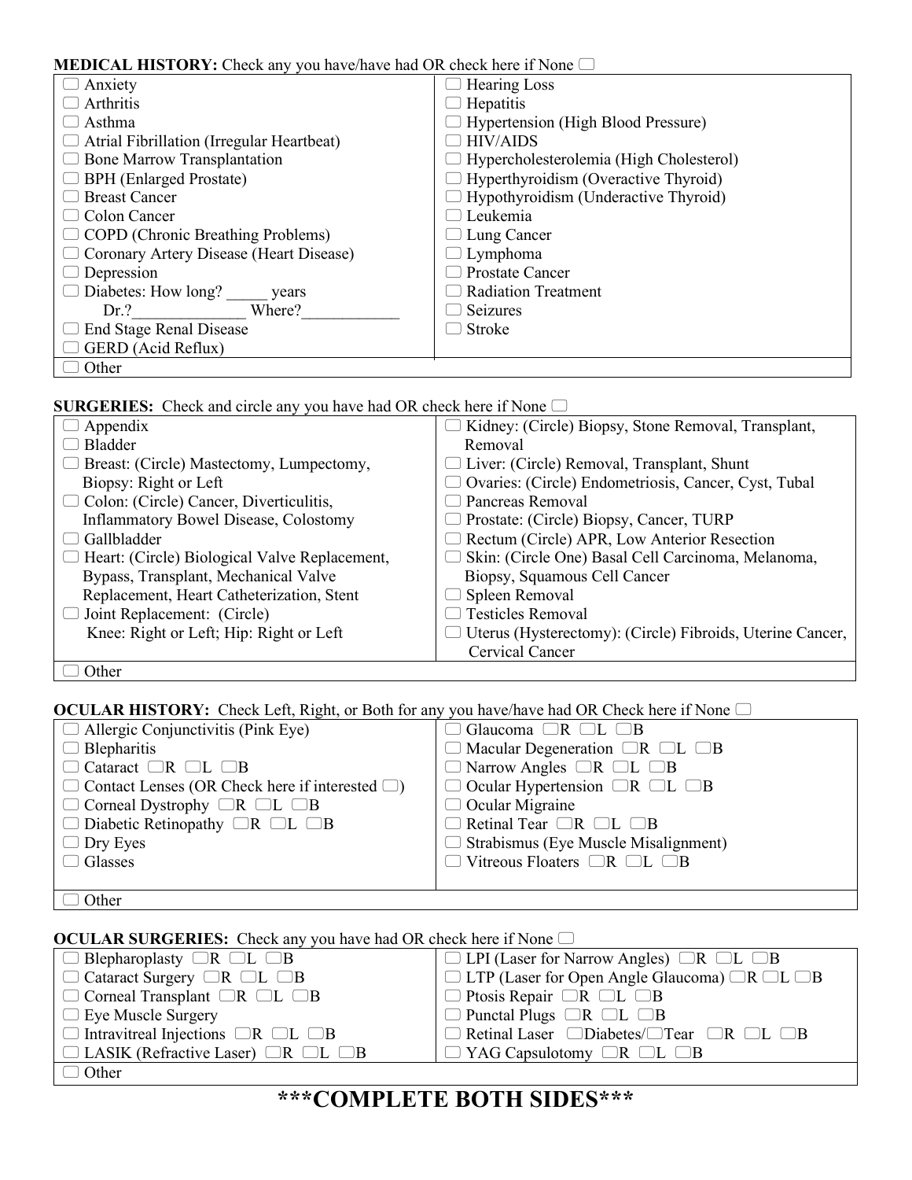**MEDICAL HISTORY:** Check any you have/have had OR check here if None ☐

| | |
|---|---|
| ☐ Anxiety | ☐ Hearing Loss |
| ☐ Arthritis | ☐ Hepatitis |
| ☐ Asthma | ☐ Hypertension (High Blood Pressure) |
| ☐ Atrial Fibrillation (Irregular Heartbeat) | ☐ HIV/AIDS |
| ☐ Bone Marrow Transplantation | ☐ Hypercholesterolemia (High Cholesterol) |
| ☐ BPH (Enlarged Prostate) | ☐ Hyperthyroidism (Overactive Thyroid) |
| ☐ Breast Cancer | ☐ Hypothyroidism (Underactive Thyroid) |
| ☐ Colon Cancer | ☐ Leukemia |
| ☐ COPD (Chronic Breathing Problems) | ☐ Lung Cancer |
| ☐ Coronary Artery Disease (Heart Disease) | ☐ Lymphoma |
| ☐ Depression | ☐ Prostate Cancer |
| ☐ Diabetes: How long? _____ years Dr.?______________ Where?____________ | ☐ Radiation Treatment |
| ☐ End Stage Renal Disease | ☐ Seizures |
| ☐ GERD (Acid Reflux) | ☐ Stroke |
| ☐ Other | |

**SURGERIES:** Check and circle any you have had OR check here if None ☐

| | |
|---|---|
| ☐ Appendix | ☐ Kidney: (Circle) Biopsy, Stone Removal, Transplant, Removal |
| ☐ Bladder | ☐ Liver: (Circle) Removal, Transplant, Shunt |
| ☐ Breast: (Circle) Mastectomy, Lumpectomy, Biopsy: Right or Left | ☐ Ovaries: (Circle) Endometriosis, Cancer, Cyst, Tubal |
| ☐ Colon: (Circle) Cancer, Diverticulitis, Inflammatory Bowel Disease, Colostomy | ☐ Pancreas Removal |
| ☐ Gallbladder | ☐ Prostate: (Circle) Biopsy, Cancer, TURP |
| ☐ Heart: (Circle) Biological Valve Replacement, Bypass, Transplant, Mechanical Valve Replacement, Heart Catheterization, Stent | ☐ Rectum (Circle) APR, Low Anterior Resection |
| ☐ Joint Replacement: (Circle) Knee: Right or Left; Hip: Right or Left | ☐ Skin: (Circle One) Basal Cell Carcinoma, Melanoma, Biopsy, Squamous Cell Cancer |
| | ☐ Spleen Removal |
| | ☐ Testicles Removal |
| | ☐ Uterus (Hysterectomy): (Circle) Fibroids, Uterine Cancer, Cervical Cancer |
| ☐ Other | |

**OCULAR HISTORY:** Check Left, Right, or Both for any you have/have had OR Check here if None ☐

| | |
|---|---|
| ☐ Allergic Conjunctivitis (Pink Eye) | ☐ Glaucoma ☐R ☐L ☐B |
| ☐ Blepharitis | ☐ Macular Degeneration ☐R ☐L ☐B |
| ☐ Cataract ☐R ☐L ☐B | ☐ Narrow Angles ☐R ☐L ☐B |
| ☐ Contact Lenses (OR Check here if interested ☐) | ☐ Ocular Hypertension ☐R ☐L ☐B |
| ☐ Corneal Dystrophy ☐R ☐L ☐B | ☐ Ocular Migraine |
| ☐ Diabetic Retinopathy ☐R ☐L ☐B | ☐ Retinal Tear ☐R ☐L ☐B |
| ☐ Dry Eyes | ☐ Strabismus (Eye Muscle Misalignment) |
| ☐ Glasses | ☐ Vitreous Floaters ☐R ☐L ☐B |
| ☐ Other | |

**OCULAR SURGERIES:** Check any you have had OR check here if None ☐

| | |
|---|---|
| ☐ Blepharoplasty ☐R ☐L ☐B | ☐ LPI (Laser for Narrow Angles) ☐R ☐L ☐B |
| ☐ Cataract Surgery ☐R ☐L ☐B | ☐ LTP (Laser for Open Angle Glaucoma) ☐R ☐L ☐B |
| ☐ Corneal Transplant ☐R ☐L ☐B | ☐ Ptosis Repair ☐R ☐L ☐B |
| ☐ Eye Muscle Surgery | ☐ Punctal Plugs ☐R ☐L ☐B |
| ☐ Intravitreal Injections ☐R ☐L ☐B | ☐ Retinal Laser ☐Diabetes/☐Tear ☐R ☐L ☐B |
| ☐ LASIK (Refractive Laser) ☐R ☐L ☐B | ☐ YAG Capsulotomy ☐R ☐L ☐B |
| ☐ Other | |

# ***COMPLETE BOTH SIDES***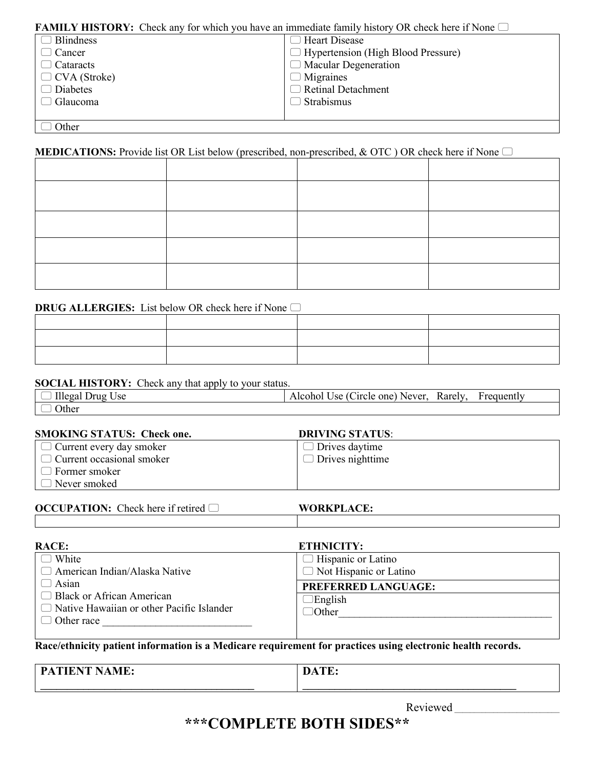**FAMILY HISTORY:** Check any for which you have an immediate family history OR check here if None ☐

| | |
|---|---|
| ☐ Blindness | ☐ Heart Disease |
| ☐ Cancer | ☐ Hypertension (High Blood Pressure) |
| ☐ Cataracts | ☐ Macular Degeneration |
| ☐ CVA (Stroke) | ☐ Migraines |
| ☐ Diabetes | ☐ Retinal Detachment |
| ☐ Glaucoma | ☐ Strabismus |
| ☐ Other | |

**MEDICATIONS:** Provide list OR List below (prescribed, non-prescribed, & OTC ) OR check here if None ☐

| | | | |
|---|---|---|---|
| | | | |
| | | | |
| | | | |
| | | | |
| | | | |

**DRUG ALLERGIES:** List below OR check here if None ☐

| | | | |
|---|---|---|---|
| | | | |
| | | | |
| | | | |

**SOCIAL HISTORY:** Check any that apply to your status.

| | |
|---|---|
| ☐ Illegal Drug Use | Alcohol Use (Circle one) Never, Rarely, Frequently |
| ☐ Other | |

| SMOKING STATUS: Check one. | DRIVING STATUS: |
|---|---|
| ☐ Current every day smoker | ☐ Drives daytime |
| ☐ Current occasional smoker | ☐ Drives nighttime |
| ☐ Former smoker | |
| ☐ Never smoked | |

| OCCUPATION: Check here if retired ☐ | WORKPLACE: |
|---|---|
| | |

| RACE: | ETHNICITY: |
|---|---|
| ☐ White | ☐ Hispanic or Latino |
| ☐ American Indian/Alaska Native | ☐ Not Hispanic or Latino |
| ☐ Asian | **PREFERRED LANGUAGE:** |
| ☐ Black or African American | ☐English |
| ☐ Native Hawaiian or other Pacific Islander | ☐Other_______________________________________ |
| ☐ Other race ___________________________ | |

**Race/ethnicity patient information is a Medicare requirement for practices using electronic health records.**

| PATIENT NAME: | DATE: |
|---|---|
| _______________________________________ | _______________________________________ |

Reviewed __________________

# ***COMPLETE BOTH SIDES**